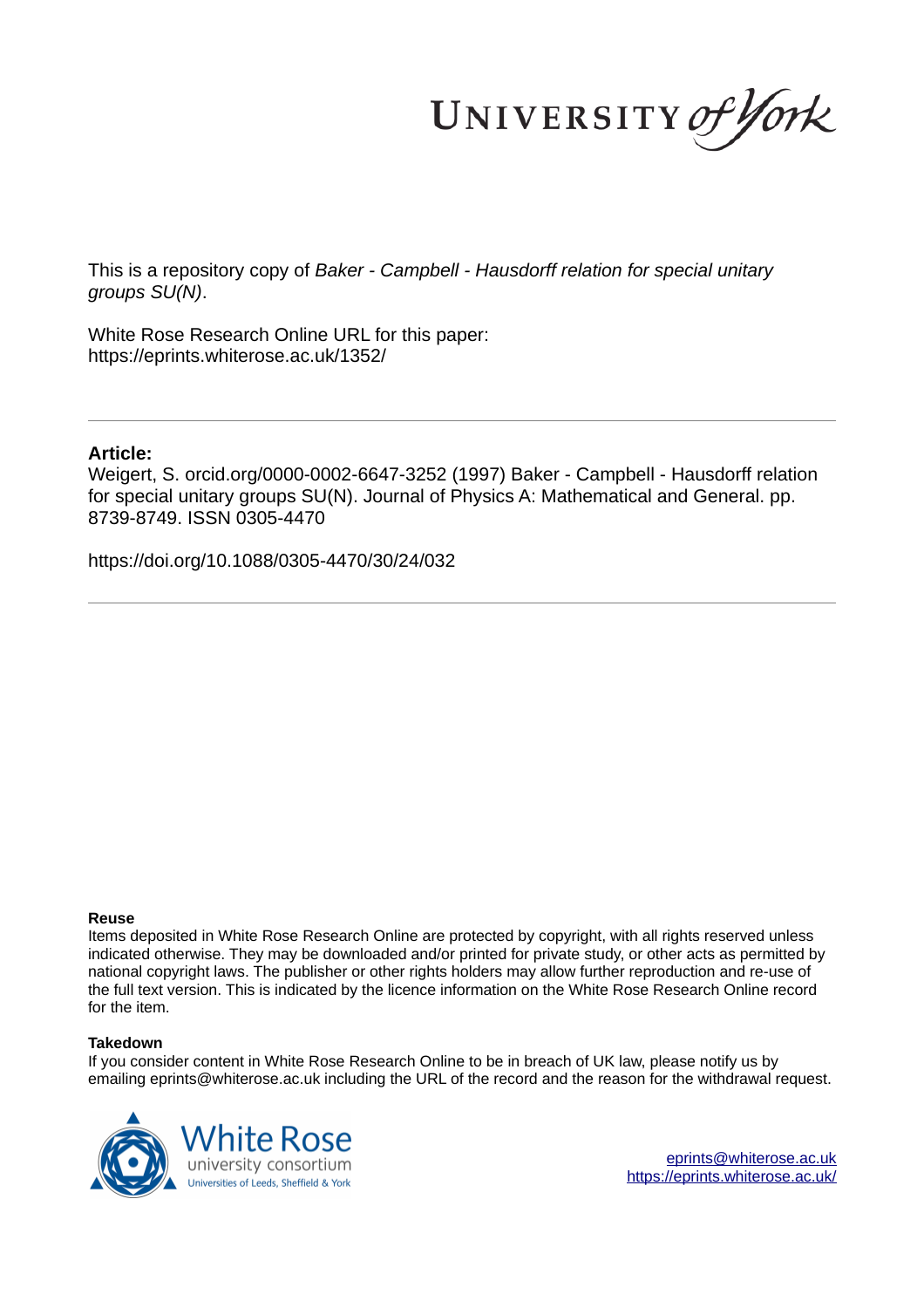UNIVERSITY of York

This is a repository copy of *Baker - Campbell - Hausdorff relation for special unitary groups SU(N)*.

White Rose Research Online URL for this paper:
https://eprints.whiterose.ac.uk/1352/

## Article:

Weigert, S. orcid.org/0000-0002-6647-3252 (1997) Baker - Campbell - Hausdorff relation for special unitary groups SU(N). Journal of Physics A: Mathematical and General. pp. 8739-8749. ISSN 0305-4470

https://doi.org/10.1088/0305-4470/30/24/032

### Reuse

Items deposited in White Rose Research Online are protected by copyright, with all rights reserved unless indicated otherwise. They may be downloaded and/or printed for private study, or other acts as permitted by national copyright laws. The publisher or other rights holders may allow further reproduction and re-use of the full text version. This is indicated by the licence information on the White Rose Research Online record for the item.

### Takedown

If you consider content in White Rose Research Online to be in breach of UK law, please notify us by emailing eprints@whiterose.ac.uk including the URL of the record and the reason for the withdrawal request.

White Rose university consortium
Universities of Leeds, Sheffield & York

eprints@whiterose.ac.uk
https://eprints.whiterose.ac.uk/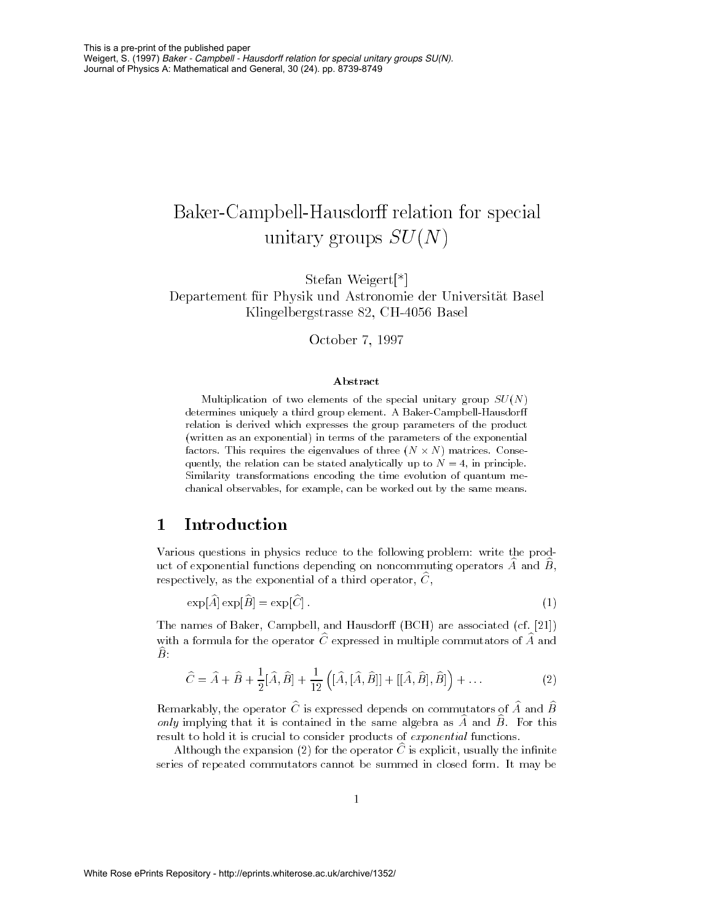This is a pre-print of the published paper
Weigert, S. (1997) *Baker - Campbell - Hausdorff relation for special unitary groups SU(N).* Journal of Physics A: Mathematical and General, 30 (24). pp. 8739-8749

# Baker-Campbell-Hausdorff relation for special unitary groups $SU(N)$

Stefan Weigert[*]
Departement für Physik und Astronomie der Universität Basel
Klingelbergstrasse 82, CH-4056 Basel

October 7, 1997

**Abstract**

Multiplication of two elements of the special unitary group $SU(N)$ determines uniquely a third group element. A Baker-Campbell-Hausdorff relation is derived which expresses the group parameters of the product (written as an exponential) in terms of the parameters of the exponential factors. This requires the eigenvalues of three $(N \times N)$ matrices. Consequently, the relation can be stated analytically up to $N = 4$, in principle. Similarity transformations encoding the time evolution of quantum mechanical observables, for example, can be worked out by the same means.

## 1 Introduction

Various questions in physics reduce to the following problem: write the product of exponential functions depending on noncommuting operators $\widehat{A}$ and $\widehat{B}$, respectively, as the exponential of a third operator, $\widehat{C}$,

$$\exp[\widehat{A}] \exp[\widehat{B}] = \exp[\widehat{C}] \, . \tag{1}$$

The names of Baker, Campbell, and Hausdorff (BCH) are associated (cf. [21]) with a formula for the operator $\widehat{C}$ expressed in multiple commutators of $\widehat{A}$ and $\widehat{B}$:

$$\widehat{C} = \widehat{A} + \widehat{B} + \frac{1}{2}[\widehat{A}, \widehat{B}] + \frac{1}{12}\left([\widehat{A}, [\widehat{A}, \widehat{B}]] + [[\widehat{A}, \widehat{B}], \widehat{B}]\right) + \ldots \tag{2}$$

Remarkably, the operator $\widehat{C}$ is expressed depends on commutators of $\widehat{A}$ and $\widehat{B}$ *only* implying that it is contained in the same algebra as $\widehat{A}$ and $\widehat{B}$. For this result to hold it is crucial to consider products of *exponential* functions.

Although the expansion (2) for the operator $\widehat{C}$ is explicit, usually the infinite series of repeated commutators cannot be summed in closed form. It may be

White Rose ePrints Repository - http://eprints.whiterose.ac.uk/archive/1352/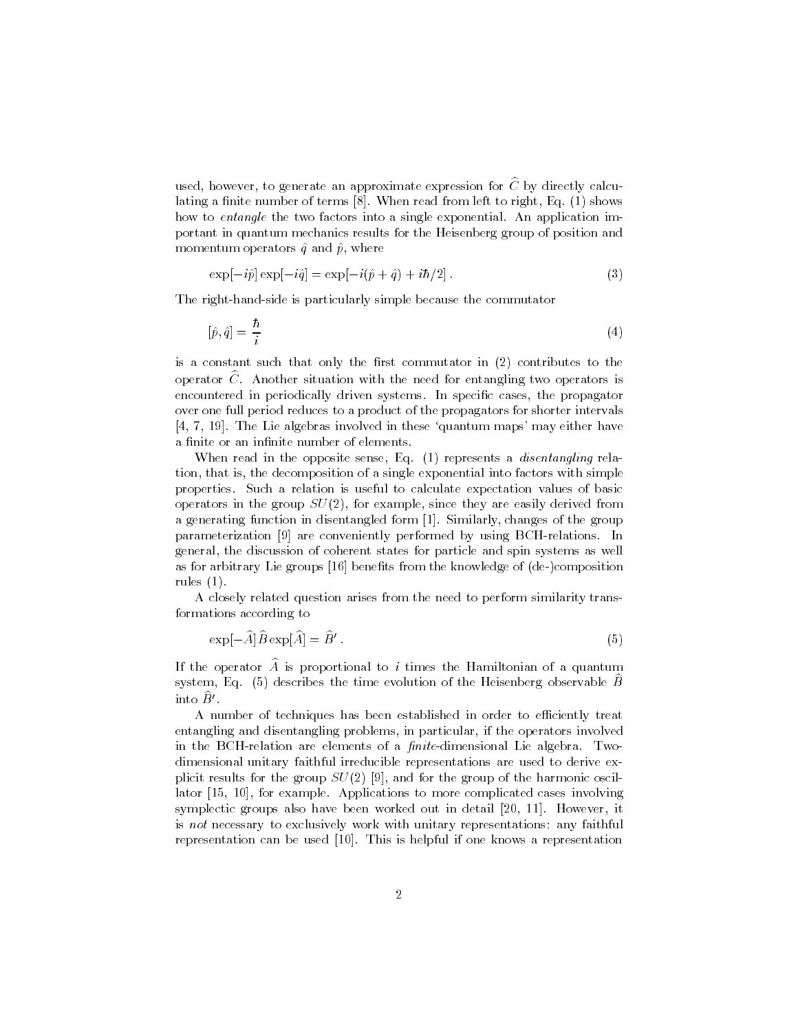used, however, to generate an approximate expression for $\widehat{C}$ by directly calculating a finite number of terms [8]. When read from left to right, Eq. (1) shows how to *entangle* the two factors into a single exponential. An application important in quantum mechanics results for the Heisenberg group of position and momentum operators $\hat{q}$ and $\hat{p}$, where

$$\exp[-i\hat{p}]\exp[-i\hat{q}] = \exp[-i(\hat{p}+\hat{q}) + i\hbar/2] \, . \tag{3}$$

The right-hand-side is particularly simple because the commutator

$$[\hat{p}, \hat{q}] = \frac{\hbar}{i} \tag{4}$$

is a constant such that only the first commutator in (2) contributes to the operator $\widehat{C}$. Another situation with the need for entangling two operators is encountered in periodically driven systems. In specific cases, the propagator over one full period reduces to a product of the propagators for shorter intervals [4, 7, 19]. The Lie algebras involved in these 'quantum maps' may either have a finite or an infinite number of elements.

When read in the opposite sense, Eq. (1) represents a *disentangling* relation, that is, the decomposition of a single exponential into factors with simple properties. Such a relation is useful to calculate expectation values of basic operators in the group $SU(2)$, for example, since they are easily derived from a generating function in disentangled form [1]. Similarly, changes of the group parameterization [9] are conveniently performed by using BCH-relations. In general, the discussion of coherent states for particle and spin systems as well as for arbitrary Lie groups [16] benefits from the knowledge of (de-)composition rules (1).

A closely related question arises from the need to perform similarity transformations according to

$$\exp[-\widehat{A}]\,\widehat{B}\exp[\widehat{A}] = \widehat{B}' \, . \tag{5}$$

If the operator $\widehat{A}$ is proportional to $i$ times the Hamiltonian of a quantum system, Eq. (5) describes the time evolution of the Heisenberg observable $\widehat{B}$ into $\widehat{B}'$.

A number of techniques has been established in order to efficiently treat entangling and disentangling problems, in particular, if the operators involved in the BCH-relation are elements of a *finite*-dimensional Lie algebra. Two-dimensional unitary faithful irreducible representations are used to derive explicit results for the group $SU(2)$ [9], and for the group of the harmonic oscillator [15, 10], for example. Applications to more complicated cases involving symplectic groups also have been worked out in detail [20, 11]. However, it is *not* necessary to exclusively work with unitary representations: any faithful representation can be used [10]. This is helpful if one knows a representation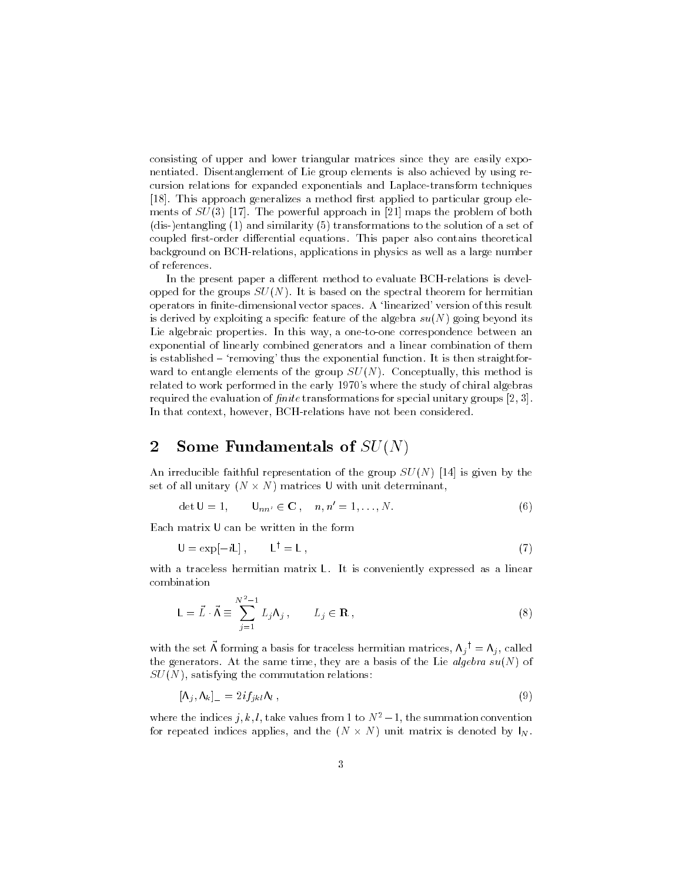consisting of upper and lower triangular matrices since they are easily exponentiated. Disentanglement of Lie group elements is also achieved by using recursion relations for expanded exponentials and Laplace-transform techniques [18]. This approach generalizes a method first applied to particular group elements of $SU(3)$ [17]. The powerful approach in [21] maps the problem of both (dis-)entangling (1) and similarity (5) transformations to the solution of a set of coupled first-order differential equations. This paper also contains theoretical background on BCH-relations, applications in physics as well as a large number of references.

In the present paper a different method to evaluate BCH-relations is developped for the groups $SU(N)$. It is based on the spectral theorem for hermitian operators in finite-dimensional vector spaces. A 'linearized' version of this result is derived by exploiting a specific feature of the algebra $su(N)$ going beyond its Lie algebraic properties. In this way, a one-to-one correspondence between an exponential of linearly combined generators and a linear combination of them is established – 'removing' thus the exponential function. It is then straightforward to entangle elements of the group $SU(N)$. Conceptually, this method is related to work performed in the early 1970's where the study of chiral algebras required the evaluation of *finite* transformations for special unitary groups [2, 3]. In that context, however, BCH-relations have not been considered.

## 2 Some Fundamentals of $SU(N)$

An irreducible faithful representation of the group $SU(N)$ [14] is given by the set of all unitary $(N \times N)$ matrices $\mathsf{U}$ with unit determinant,

$$\det \mathsf{U} = 1, \qquad \mathsf{U}_{nn'} \in \mathbf{C}\,, \quad n, n' = 1, \ldots, N. \tag{6}$$

Each matrix $\mathsf{U}$ can be written in the form

$$\mathsf{U} = \exp[-i\mathsf{L}]\,, \qquad \mathsf{L}^\dagger = \mathsf{L}\,, \tag{7}$$

with a traceless hermitian matrix $\mathsf{L}$. It is conveniently expressed as a linear combination

$$\mathsf{L} = \vec{L} \cdot \vec{\Lambda} \equiv \sum_{j=1}^{N^2-1} L_j \Lambda_j\,, \qquad L_j \in \mathbf{R}\,, \tag{8}$$

with the set $\vec{\Lambda}$ forming a basis for traceless hermitian matrices, ${\Lambda_j}^\dagger = \Lambda_j$, called the generators. At the same time, they are a basis of the Lie *algebra* $su(N)$ of $SU(N)$, satisfying the commutation relations:

$$[\Lambda_j, \Lambda_k]_- = 2if_{jkl}\Lambda_l\,, \tag{9}$$

where the indices $j, k, l$, take values from 1 to $N^2 - 1$, the summation convention for repeated indices applies, and the $(N \times N)$ unit matrix is denoted by $\mathsf{I}_N$.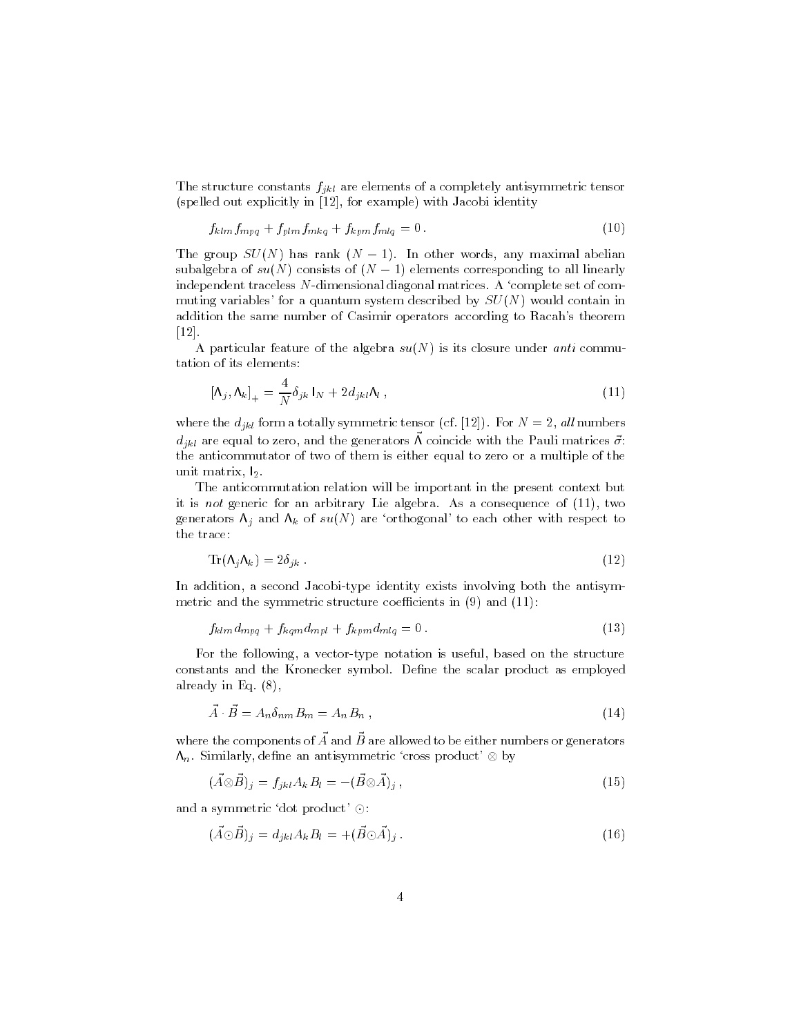The structure constants $f_{jkl}$ are elements of a completely antisymmetric tensor (spelled out explicitly in [12], for example) with Jacobi identity

$$f_{klm} f_{mpq} + f_{plm} f_{mkq} + f_{kpm} f_{mlq} = 0 \,. \tag{10}$$

The group $SU(N)$ has rank $(N-1)$. In other words, any maximal abelian subalgebra of $su(N)$ consists of $(N-1)$ elements corresponding to all linearly independent traceless $N$-dimensional diagonal matrices. A 'complete set of commuting variables' for a quantum system described by $SU(N)$ would contain in addition the same number of Casimir operators according to Racah's theorem [12].

A particular feature of the algebra $su(N)$ is its closure under *anti* commutation of its elements:

$$\left[\Lambda_j, \Lambda_k\right]_+ = \frac{4}{N}\delta_{jk}\, \mathsf{I}_N + 2 d_{jkl}\Lambda_l \,, \tag{11}$$

where the $d_{jkl}$ form a totally symmetric tensor (cf. [12]). For $N=2$, *all* numbers $d_{jkl}$ are equal to zero, and the generators $\vec{\Lambda}$ coincide with the Pauli matrices $\vec{\sigma}$: the anticommutator of two of them is either equal to zero or a multiple of the unit matrix, $\mathsf{I}_2$.

The anticommutation relation will be important in the present context but it is *not* generic for an arbitrary Lie algebra. As a consequence of (11), two generators $\Lambda_j$ and $\Lambda_k$ of $su(N)$ are 'orthogonal' to each other with respect to the trace:

$$\mathrm{Tr}(\Lambda_j \Lambda_k) = 2\delta_{jk} \,. \tag{12}$$

In addition, a second Jacobi-type identity exists involving both the antisymmetric and the symmetric structure coefficients in (9) and (11):

$$f_{klm} d_{mpq} + f_{kqm} d_{mpl} + f_{kpm} d_{mlq} = 0 \,. \tag{13}$$

For the following, a vector-type notation is useful, based on the structure constants and the Kronecker symbol. Define the scalar product as employed already in Eq. (8),

$$\vec{A} \cdot \vec{B} = A_n \delta_{nm} B_m = A_n B_n \,, \tag{14}$$

where the components of $\vec{A}$ and $\vec{B}$ are allowed to be either numbers or generators $\Lambda_n$. Similarly, define an antisymmetric 'cross product' $\otimes$ by

$$(\vec{A} \otimes \vec{B})_j = f_{jkl} A_k B_l = -(\vec{B} \otimes \vec{A})_j \,, \tag{15}$$

and a symmetric 'dot product' $\odot$:

$$(\vec{A} \odot \vec{B})_j = d_{jkl} A_k B_l = +(\vec{B} \odot \vec{A})_j \,. \tag{16}$$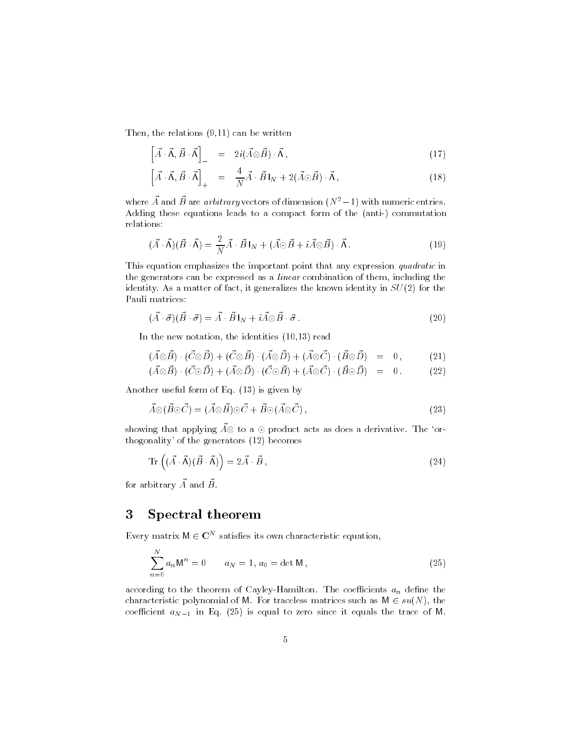Then, the relations (9,11) can be written

$$\left[\vec{A}\cdot\vec{\mathsf{\Lambda}}, \vec{B}\cdot\vec{\mathsf{\Lambda}}\right]_- = 2i(\vec{A}\otimes\vec{B})\cdot\vec{\mathsf{\Lambda}}\,, \tag{17}$$

$$\left[\vec{A}\cdot\vec{\mathsf{\Lambda}}, \vec{B}\cdot\vec{\mathsf{\Lambda}}\right]_+ = \frac{4}{N}\vec{A}\cdot\vec{B}\,\mathsf{I}_N + 2(\vec{A}\odot\vec{B})\cdot\vec{\mathsf{\Lambda}}\,, \tag{18}$$

where $\vec{A}$ and $\vec{B}$ are *arbitrary* vectors of dimension $(N^2-1)$ with numeric entries. Adding these equations leads to a compact form of the (anti-) commutation relations:

$$(\vec{A}\cdot\vec{\mathsf{\Lambda}})(\vec{B}\cdot\vec{\mathsf{\Lambda}}) = \frac{2}{N}\vec{A}\cdot\vec{B}\,\mathsf{I}_N + (\vec{A}\odot\vec{B} + i\vec{A}\otimes\vec{B})\cdot\vec{\mathsf{\Lambda}}\,. \tag{19}$$

This equation emphasizes the important point that any expression *quadratic* in the generators can be expressed as a *linear* combination of them, including the identity. As a matter of fact, it generalizes the known identity in $SU(2)$ for the Pauli matrices:

$$(\vec{A}\cdot\vec{\sigma})(\vec{B}\cdot\vec{\sigma}) = \vec{A}\cdot\vec{B}\,\mathsf{I}_N + i\vec{A}\otimes\vec{B}\cdot\vec{\sigma}\,. \tag{20}$$

In the new notation, the identities (10,13) read

$$(\vec{A}\otimes\vec{B})\cdot(\vec{C}\otimes\vec{D}) + (\vec{C}\otimes\vec{B})\cdot(\vec{A}\otimes\vec{D}) + (\vec{A}\otimes\vec{C})\cdot(\vec{B}\otimes\vec{D}) = 0\,, \tag{21}$$

$$(\vec{A}\otimes\vec{B})\cdot(\vec{C}\odot\vec{D}) + (\vec{A}\otimes\vec{D})\cdot(\vec{C}\odot\vec{B}) + (\vec{A}\otimes\vec{C})\cdot(\vec{B}\odot\vec{D}) = 0\,. \tag{22}$$

Another useful form of Eq. (13) is given by

$$\vec{A}\otimes(\vec{B}\odot\vec{C}) = (\vec{A}\otimes\vec{B})\odot\vec{C} + \vec{B}\odot(\vec{A}\otimes\vec{C})\,, \tag{23}$$

showing that applying $\vec{A}\otimes$ to a $\odot$ product acts as does a derivative. The 'orthogonality' of the generators (12) becomes

$$\mathrm{Tr}\left((\vec{A}\cdot\vec{\mathsf{\Lambda}})(\vec{B}\cdot\vec{\mathsf{\Lambda}})\right) = 2\vec{A}\cdot\vec{B}\,, \tag{24}$$

for arbitrary $\vec{A}$ and $\vec{B}$.

## 3 Spectral theorem

Every matrix $\mathsf{M} \in \mathbf{C}^N$ satisfies its own characteristic equation,

$$\sum_{n=0}^{N} a_n \mathsf{M}^n = 0 \qquad a_N = 1,\, a_0 = \det\mathsf{M}\,, \tag{25}$$

according to the theorem of Cayley-Hamilton. The coefficients $a_n$ define the characteristic polynomial of $\mathsf{M}$. For traceless matrices such as $\mathsf{M} \in su(N)$, the coefficient $a_{N-1}$ in Eq. (25) is equal to zero since it equals the trace of $\mathsf{M}$.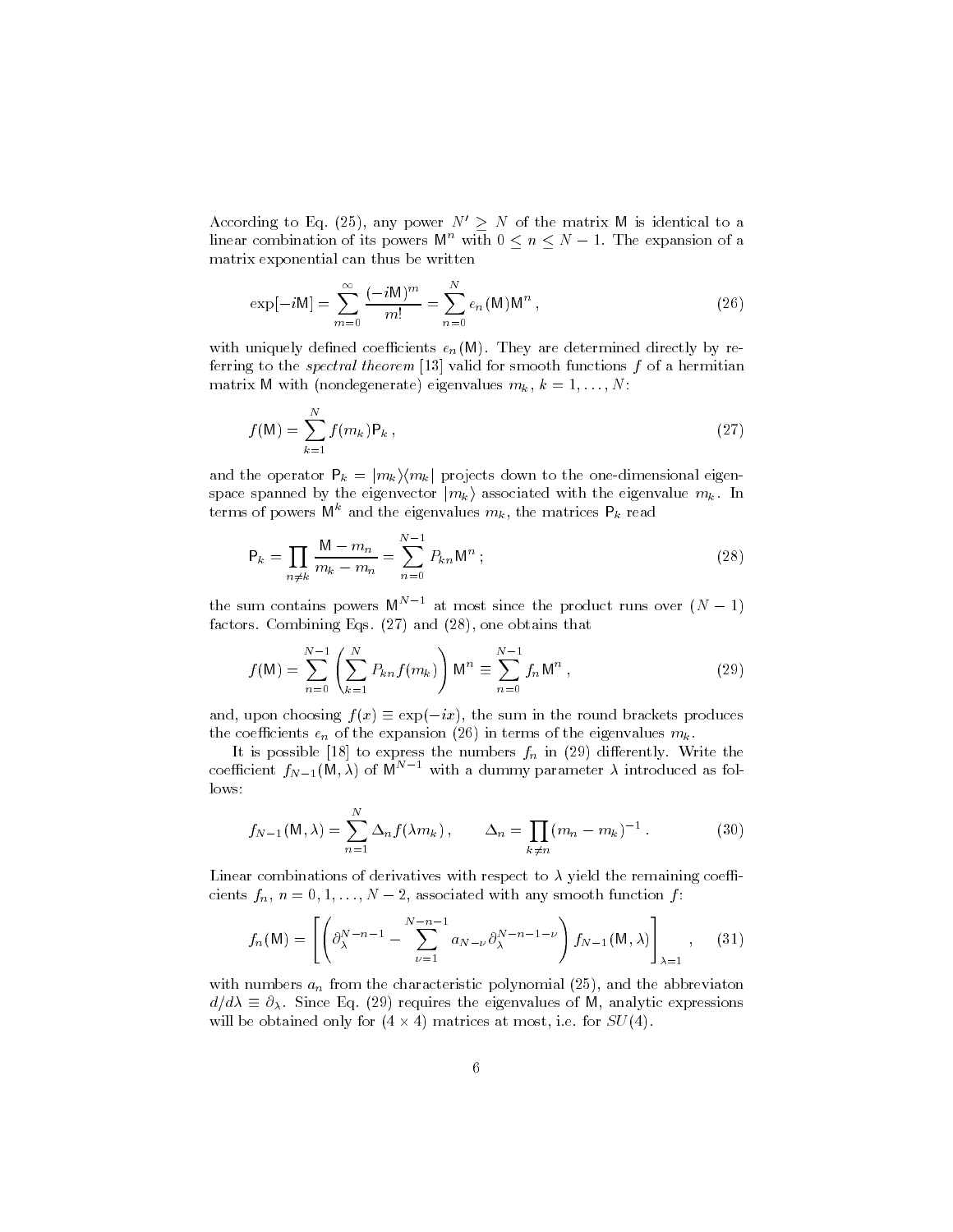According to Eq. (25), any power $N' \geq N$ of the matrix $\mathsf{M}$ is identical to a linear combination of its powers $\mathsf{M}^n$ with $0 \leq n \leq N-1$. The expansion of a matrix exponential can thus be written

$$\exp[-i\mathsf{M}] = \sum_{m=0}^{\infty} \frac{(-i\mathsf{M})^m}{m!} = \sum_{n=0}^{N} e_n(\mathsf{M})\mathsf{M}^n \, , \tag{26}$$

with uniquely defined coefficients $e_n(\mathsf{M})$. They are determined directly by referring to the *spectral theorem* [13] valid for smooth functions $f$ of a hermitian matrix $\mathsf{M}$ with (nondegenerate) eigenvalues $m_k$, $k = 1, \ldots, N$:

$$f(\mathsf{M}) = \sum_{k=1}^{N} f(m_k)\mathsf{P}_k \, , \tag{27}$$

and the operator $\mathsf{P}_k = |m_k\rangle\langle m_k|$ projects down to the one-dimensional eigenspace spanned by the eigenvector $|m_k\rangle$ associated with the eigenvalue $m_k$. In terms of powers $\mathsf{M}^k$ and the eigenvalues $m_k$, the matrices $\mathsf{P}_k$ read

$$\mathsf{P}_k = \prod_{n \neq k} \frac{\mathsf{M} - m_n}{m_k - m_n} = \sum_{n=0}^{N-1} P_{kn}\mathsf{M}^n \, ; \tag{28}$$

the sum contains powers $\mathsf{M}^{N-1}$ at most since the product runs over $(N-1)$ factors. Combining Eqs. (27) and (28), one obtains that

$$f(\mathsf{M}) = \sum_{n=0}^{N-1} \left( \sum_{k=1}^{N} P_{kn} f(m_k) \right) \mathsf{M}^n \equiv \sum_{n=0}^{N-1} f_n \mathsf{M}^n \, , \tag{29}$$

and, upon choosing $f(x) \equiv \exp(-ix)$, the sum in the round brackets produces the coefficients $e_n$ of the expansion (26) in terms of the eigenvalues $m_k$.

It is possible [18] to express the numbers $f_n$ in (29) differently. Write the coefficient $f_{N-1}(\mathsf{M}, \lambda)$ of $\mathsf{M}^{N-1}$ with a dummy parameter $\lambda$ introduced as follows:

$$f_{N-1}(\mathsf{M}, \lambda) = \sum_{n=1}^{N} \Delta_n f(\lambda m_k) \, , \qquad \Delta_n = \prod_{k \neq n} (m_n - m_k)^{-1} \, . \tag{30}$$

Linear combinations of derivatives with respect to $\lambda$ yield the remaining coefficients $f_n$, $n = 0, 1, \ldots, N-2$, associated with any smooth function $f$:

$$f_n(\mathsf{M}) = \left[ \left( \partial_\lambda^{N-n-1} - \sum_{\nu=1}^{N-n-1} a_{N-\nu} \partial_\lambda^{N-n-1-\nu} \right) f_{N-1}(\mathsf{M}, \lambda) \right]_{\lambda=1} \, , \tag{31}$$

with numbers $a_n$ from the characteristic polynomial (25), and the abbreviaton $d/d\lambda \equiv \partial_\lambda$. Since Eq. (29) requires the eigenvalues of $\mathsf{M}$, analytic expressions will be obtained only for $(4 \times 4)$ matrices at most, i.e. for $SU(4)$.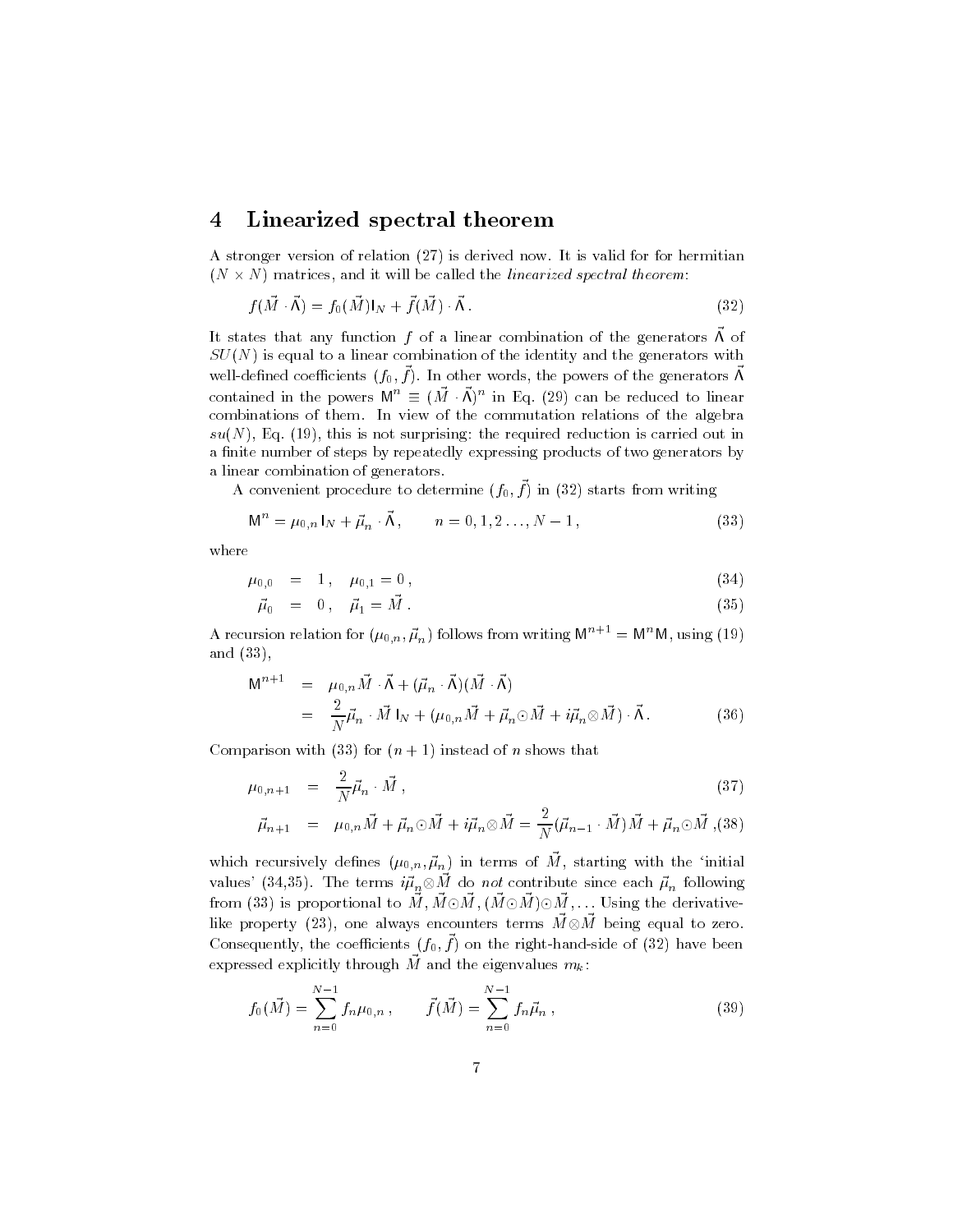## 4 Linearized spectral theorem

A stronger version of relation (27) is derived now. It is valid for for hermitian $(N \times N)$ matrices, and it will be called the *linearized spectral theorem*:

$$f(\vec{M} \cdot \vec{\mathsf{\Lambda}}) = f_0(\vec{M}) \mathsf{I}_N + \vec{f}(\vec{M}) \cdot \vec{\mathsf{\Lambda}} \, . \tag{32}$$

It states that any function $f$ of a linear combination of the generators $\vec{\mathsf{\Lambda}}$ of $SU(N)$ is equal to a linear combination of the identity and the generators with well-defined coefficients $(f_0, \vec{f})$. In other words, the powers of the generators $\vec{\mathsf{\Lambda}}$ contained in the powers $\mathsf{M}^n \equiv (\vec{M} \cdot \vec{\mathsf{\Lambda}})^n$ in Eq. (29) can be reduced to linear combinations of them. In view of the commutation relations of the algebra $su(N)$, Eq. (19), this is not surprising: the required reduction is carried out in a finite number of steps by repeatedly expressing products of two generators by a linear combination of generators.

A convenient procedure to determine $(f_0, \vec{f})$ in (32) starts from writing

$$\mathsf{M}^n = \mu_{0,n} \, \mathsf{I}_N + \vec{\mu}_n \cdot \vec{\mathsf{\Lambda}} \, , \qquad n = 0, 1, 2 \ldots, N-1 \, , \tag{33}$$

where

$$\mu_{0,0} = 1 \, , \quad \mu_{0,1} = 0 \, , \tag{34}$$

$$\vec{\mu}_0 = 0 \, , \quad \vec{\mu}_1 = \vec{M} \, . \tag{35}$$

A recursion relation for $(\mu_{0,n}, \vec{\mu}_n)$ follows from writing $\mathsf{M}^{n+1} = \mathsf{M}^n \mathsf{M}$, using (19) and (33),

$$\begin{aligned} \mathsf{M}^{n+1} &= \mu_{0,n} \vec{M} \cdot \vec{\mathsf{\Lambda}} + (\vec{\mu}_n \cdot \vec{\mathsf{\Lambda}})(\vec{M} \cdot \vec{\mathsf{\Lambda}}) \\ &= \frac{2}{N} \vec{\mu}_n \cdot \vec{M} \, \mathsf{I}_N + (\mu_{0,n} \vec{M} + \vec{\mu}_n \odot \vec{M} + i \vec{\mu}_n \otimes \vec{M}) \cdot \vec{\mathsf{\Lambda}} \, . \end{aligned} \tag{36}$$

Comparison with (33) for $(n+1)$ instead of $n$ shows that

$$\mu_{0,n+1} = \frac{2}{N} \vec{\mu}_n \cdot \vec{M} \, , \tag{37}$$

$$\vec{\mu}_{n+1} = \mu_{0,n} \vec{M} + \vec{\mu}_n \odot \vec{M} + i \vec{\mu}_n \otimes \vec{M} = \frac{2}{N} (\vec{\mu}_{n-1} \cdot \vec{M}) \vec{M} + \vec{\mu}_n \odot \vec{M} \, , \tag{38}$$

which recursively defines $(\mu_{0,n}, \vec{\mu}_n)$ in terms of $\vec{M}$, starting with the 'initial values' (34,35). The terms $i \vec{\mu}_n \otimes \vec{M}$ do *not* contribute since each $\vec{\mu}_n$ following from (33) is proportional to $\vec{M}, \vec{M} \odot \vec{M}, (\vec{M} \odot \vec{M}) \odot \vec{M}, \ldots$ Using the derivative-like property (23), one always encounters terms $\vec{M} \otimes \vec{M}$ being equal to zero. Consequently, the coefficients $(f_0, \vec{f})$ on the right-hand-side of (32) have been expressed explicitly through $\vec{M}$ and the eigenvalues $m_k$:

$$f_0(\vec{M}) = \sum_{n=0}^{N-1} f_n \mu_{0,n} \, , \qquad \vec{f}(\vec{M}) = \sum_{n=0}^{N-1} f_n \vec{\mu}_n \, , \tag{39}$$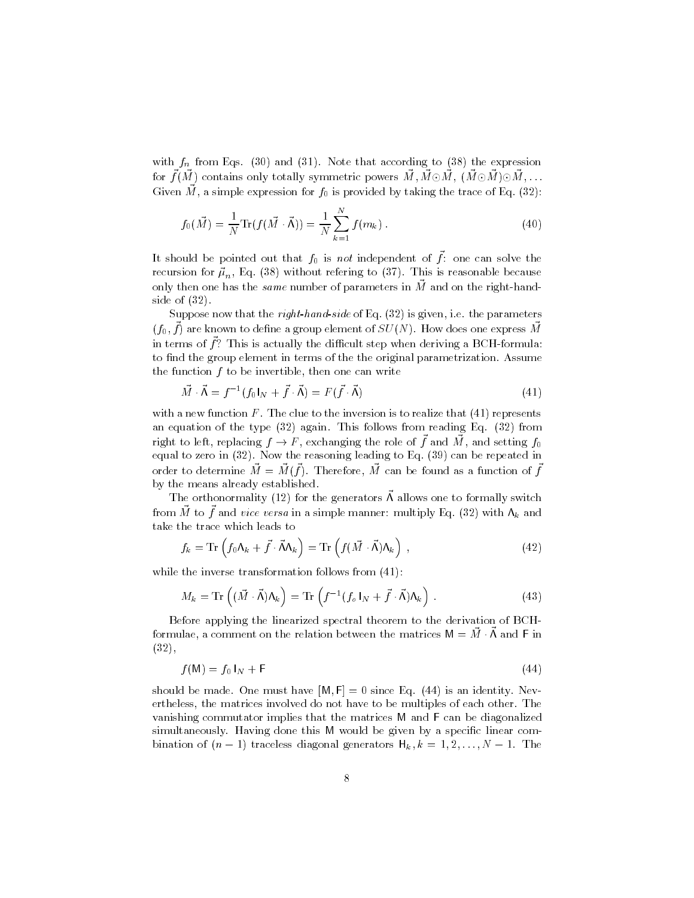with $f_n$ from Eqs. (30) and (31). Note that according to (38) the expression for $\vec{f}(\vec{M})$ contains only totally symmetric powers $\vec{M}, \vec{M} \odot \vec{M}, (\vec{M} \odot \vec{M}) \odot \vec{M}, \ldots$ Given $\vec{M}$, a simple expression for $f_0$ is provided by taking the trace of Eq. (32):

$$f_0(\vec{M}) = \frac{1}{N} \mathrm{Tr}(f(\vec{M} \cdot \vec{\Lambda})) = \frac{1}{N} \sum_{k=1}^{N} f(m_k) \, . \tag{40}$$

It should be pointed out that $f_0$ is *not* independent of $\vec{f}$: one can solve the recursion for $\vec{\mu}_n$, Eq. (38) without refering to (37). This is reasonable because only then one has the *same* number of parameters in $\vec{M}$ and on the right-hand-side of (32).

Suppose now that the *right-hand-side* of Eq. (32) is given, i.e. the parameters $(f_0, \vec{f})$ are known to define a group element of $SU(N)$. How does one express $\vec{M}$ in terms of $\vec{f}$? This is actually the difficult step when deriving a BCH-formula: to find the group element in terms of the the original parametrization. Assume the function $f$ to be invertible, then one can write

$$\vec{M} \cdot \vec{\Lambda} = f^{-1}(f_0 \mathsf{I}_N + \vec{f} \cdot \vec{\Lambda}) = F(\vec{f} \cdot \vec{\Lambda}) \tag{41}$$

with a new function $F$. The clue to the inversion is to realize that (41) represents an equation of the type (32) again. This follows from reading Eq. (32) from right to left, replacing $f \to F$, exchanging the role of $\vec{f}$ and $\vec{M}$, and setting $f_0$ equal to zero in (32). Now the reasoning leading to Eq. (39) can be repeated in order to determine $\vec{M} = \vec{M}(\vec{f})$. Therefore, $\vec{M}$ can be found as a function of $\vec{f}$ by the means already established.

The orthonormality (12) for the generators $\vec{\Lambda}$ allows one to formally switch from $\vec{M}$ to $\vec{f}$ and *vice versa* in a simple manner: multiply Eq. (32) with $\Lambda_k$ and take the trace which leads to

$$f_k = \mathrm{Tr}\left(f_0 \Lambda_k + \vec{f} \cdot \vec{\Lambda} \Lambda_k\right) = \mathrm{Tr}\left(f(\vec{M} \cdot \vec{\Lambda}) \Lambda_k\right) \, , \tag{42}$$

while the inverse transformation follows from (41):

$$M_k = \mathrm{Tr}\left((\vec{M} \cdot \vec{\Lambda}) \Lambda_k\right) = \mathrm{Tr}\left(f^{-1}(f_o \mathsf{I}_N + \vec{f} \cdot \vec{\Lambda}) \Lambda_k\right) \, . \tag{43}$$

Before applying the linearized spectral theorem to the derivation of BCH-formulae, a comment on the relation between the matrices $\mathsf{M} = \vec{M} \cdot \vec{\Lambda}$ and $\mathsf{F}$ in (32),

$$f(\mathsf{M}) = f_0 \, \mathsf{I}_N + \mathsf{F} \tag{44}$$

should be made. One must have $[\mathsf{M}, \mathsf{F}] = 0$ since Eq. (44) is an identity. Nevertheless, the matrices involved do not have to be multiples of each other. The vanishing commutator implies that the matrices $\mathsf{M}$ and $\mathsf{F}$ can be diagonalized simultaneously. Having done this $\mathsf{M}$ would be given by a specific linear combination of $(n-1)$ traceless diagonal generators $\mathsf{H}_k, k = 1, 2, \ldots, N-1$. The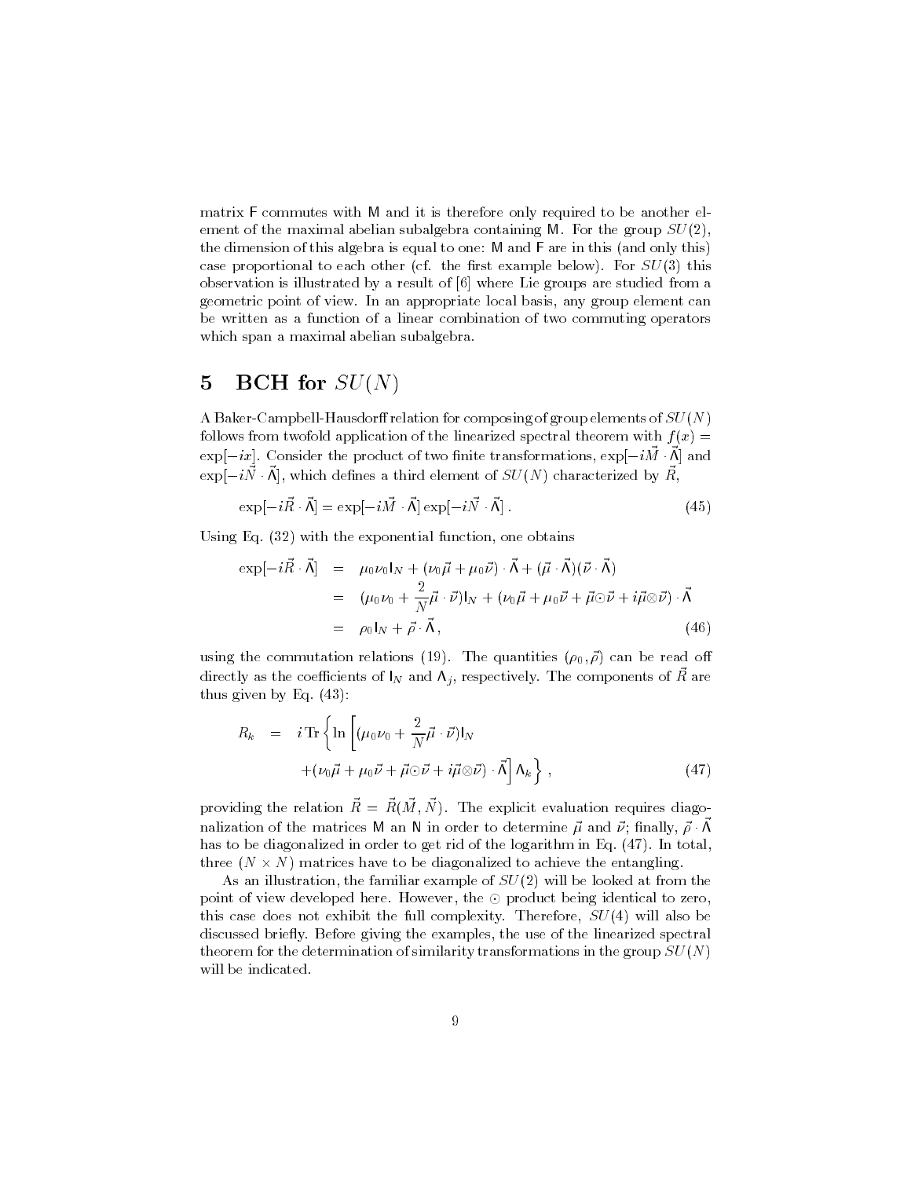matrix F commutes with M and it is therefore only required to be another element of the maximal abelian subalgebra containing M. For the group $SU(2)$, the dimension of this algebra is equal to one: M and F are in this (and only this) case proportional to each other (cf. the first example below). For $SU(3)$ this observation is illustrated by a result of [6] where Lie groups are studied from a geometric point of view. In an appropriate local basis, any group element can be written as a function of a linear combination of two commuting operators which span a maximal abelian subalgebra.

# 5 BCH for $SU(N)$

A Baker-Campbell-Hausdorff relation for composing of group elements of $SU(N)$ follows from twofold application of the linearized spectral theorem with $f(x) = \exp[-ix]$. Consider the product of two finite transformations, $\exp[-i\vec{M}\cdot\vec{\Lambda}]$ and $\exp[-i\vec{N}\cdot\vec{\Lambda}]$, which defines a third element of $SU(N)$ characterized by $\vec{R}$,

$$\exp[-i\vec{R}\cdot\vec{\Lambda}] = \exp[-i\vec{M}\cdot\vec{\Lambda}]\exp[-i\vec{N}\cdot\vec{\Lambda}]\,. \tag{45}$$

Using Eq. (32) with the exponential function, one obtains

$$\begin{aligned}
\exp[-i\vec{R}\cdot\vec{\Lambda}] &= \mu_0\nu_0 \mathsf{I}_N + (\nu_0\vec{\mu}+\mu_0\vec{\nu})\cdot\vec{\Lambda} + (\vec{\mu}\cdot\vec{\Lambda})(\vec{\nu}\cdot\vec{\Lambda}) \\
&= (\mu_0\nu_0 + \frac{2}{N}\vec{\mu}\cdot\vec{\nu})\mathsf{I}_N + (\nu_0\vec{\mu}+\mu_0\vec{\nu}+\vec{\mu}\odot\vec{\nu}+i\vec{\mu}\otimes\vec{\nu})\cdot\vec{\Lambda} \\
&= \rho_0\mathsf{I}_N + \vec{\rho}\cdot\vec{\Lambda}\,,
\end{aligned} \tag{46}$$

using the commutation relations (19). The quantities $(\rho_0, \vec{\rho})$ can be read off directly as the coefficients of $\mathsf{I}_N$ and $\Lambda_j$, respectively. The components of $\vec{R}$ are thus given by Eq. (43):

$$\begin{aligned}
R_k &= i\,\mathrm{Tr}\left\{\ln\left[(\mu_0\nu_0 + \frac{2}{N}\vec{\mu}\cdot\vec{\nu})\mathsf{I}_N \right.\right. \\
&\qquad \left.\left. + (\nu_0\vec{\mu}+\mu_0\vec{\nu}+\vec{\mu}\odot\vec{\nu}+i\vec{\mu}\otimes\vec{\nu})\cdot\vec{\Lambda}\right]\Lambda_k\right\}\,,
\end{aligned} \tag{47}$$

providing the relation $\vec{R} = \vec{R}(\vec{M},\vec{N})$. The explicit evaluation requires diagonalization of the matrices M an N in order to determine $\vec{\mu}$ and $\vec{\nu}$; finally, $\vec{\rho}\cdot\vec{\Lambda}$ has to be diagonalized in order to get rid of the logarithm in Eq. (47). In total, three $(N\times N)$ matrices have to be diagonalized to achieve the entangling.

As an illustration, the familiar example of $SU(2)$ will be looked at from the point of view developed here. However, the $\odot$ product being identical to zero, this case does not exhibit the full complexity. Therefore, $SU(4)$ will also be discussed briefly. Before giving the examples, the use of the linearized spectral theorem for the determination of similarity transformations in the group $SU(N)$ will be indicated.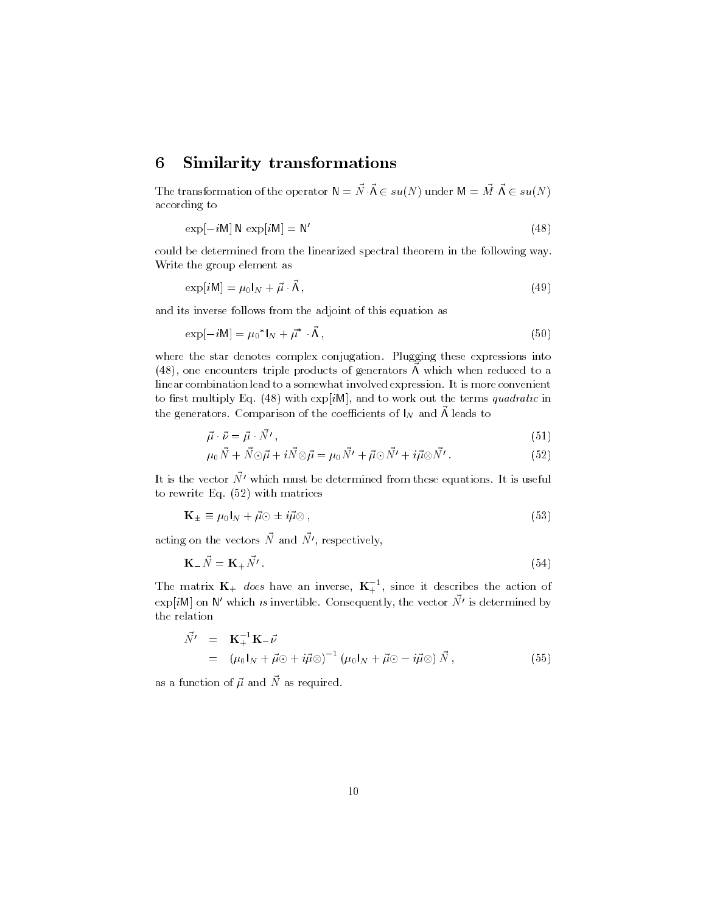## 6 Similarity transformations

The transformation of the operator $\mathsf{N} = \vec{N} \cdot \vec{\Lambda} \in su(N)$ under $\mathsf{M} = \vec{M} \cdot \vec{\Lambda} \in su(N)$ according to

$$\exp[-i\mathsf{M}]\,\mathsf{N}\,\exp[i\mathsf{M}] = \mathsf{N}' \tag{48}$$

could be determined from the linearized spectral theorem in the following way. Write the group element as

$$\exp[i\mathsf{M}] = \mu_0 \mathsf{I}_N + \vec{\mu} \cdot \vec{\Lambda}\,, \tag{49}$$

and its inverse follows from the adjoint of this equation as

$$\exp[-i\mathsf{M}] = {\mu_0}^* \mathsf{I}_N + \vec{\mu}^* \cdot \vec{\Lambda}\,, \tag{50}$$

where the star denotes complex conjugation. Plugging these expressions into (48), one encounters triple products of generators $\vec{\Lambda}$ which when reduced to a linear combination lead to a somewhat involved expression. It is more convenient to first multiply Eq. (48) with $\exp[i\mathsf{M}]$, and to work out the terms *quadratic* in the generators. Comparison of the coefficients of $\mathsf{I}_N$ and $\vec{\Lambda}$ leads to

$$\vec{\mu} \cdot \vec{\nu} = \vec{\mu} \cdot \vec{N}'\,, \tag{51}$$

$$\mu_0 \vec{N} + \vec{N} \odot \vec{\mu} + i\vec{N} \otimes \vec{\mu} = \mu_0 \vec{N}' + \vec{\mu} \odot \vec{N}' + i\vec{\mu} \otimes \vec{N}'\,. \tag{52}$$

It is the vector $\vec{N}'$ which must be determined from these equations. It is useful to rewrite Eq. (52) with matrices

$$\mathbf{K}_\pm \equiv \mu_0 \mathsf{I}_N + \vec{\mu}\odot \pm i\vec{\mu}\otimes\,, \tag{53}$$

acting on the vectors $\vec{N}$ and $\vec{N}'$, respectively,

$$\mathbf{K}_- \vec{N} = \mathbf{K}_+ \vec{N}'\,. \tag{54}$$

The matrix $\mathbf{K}_+$ *does* have an inverse, $\mathbf{K}_+^{-1}$, since it describes the action of $\exp[i\mathsf{M}]$ on $\mathsf{N}'$ which *is* invertible. Consequently, the vector $\vec{N}'$ is determined by the relation

$$\begin{aligned} \vec{N}' &= \mathbf{K}_+^{-1} \mathbf{K}_- \vec{\nu} \\ &= \left(\mu_0 \mathsf{I}_N + \vec{\mu}\odot + i\vec{\mu}\otimes\right)^{-1} \left(\mu_0 \mathsf{I}_N + \vec{\mu}\odot - i\vec{\mu}\otimes\right) \vec{N}\,, \end{aligned} \tag{55}$$

as a function of $\vec{\mu}$ and $\vec{N}$ as required.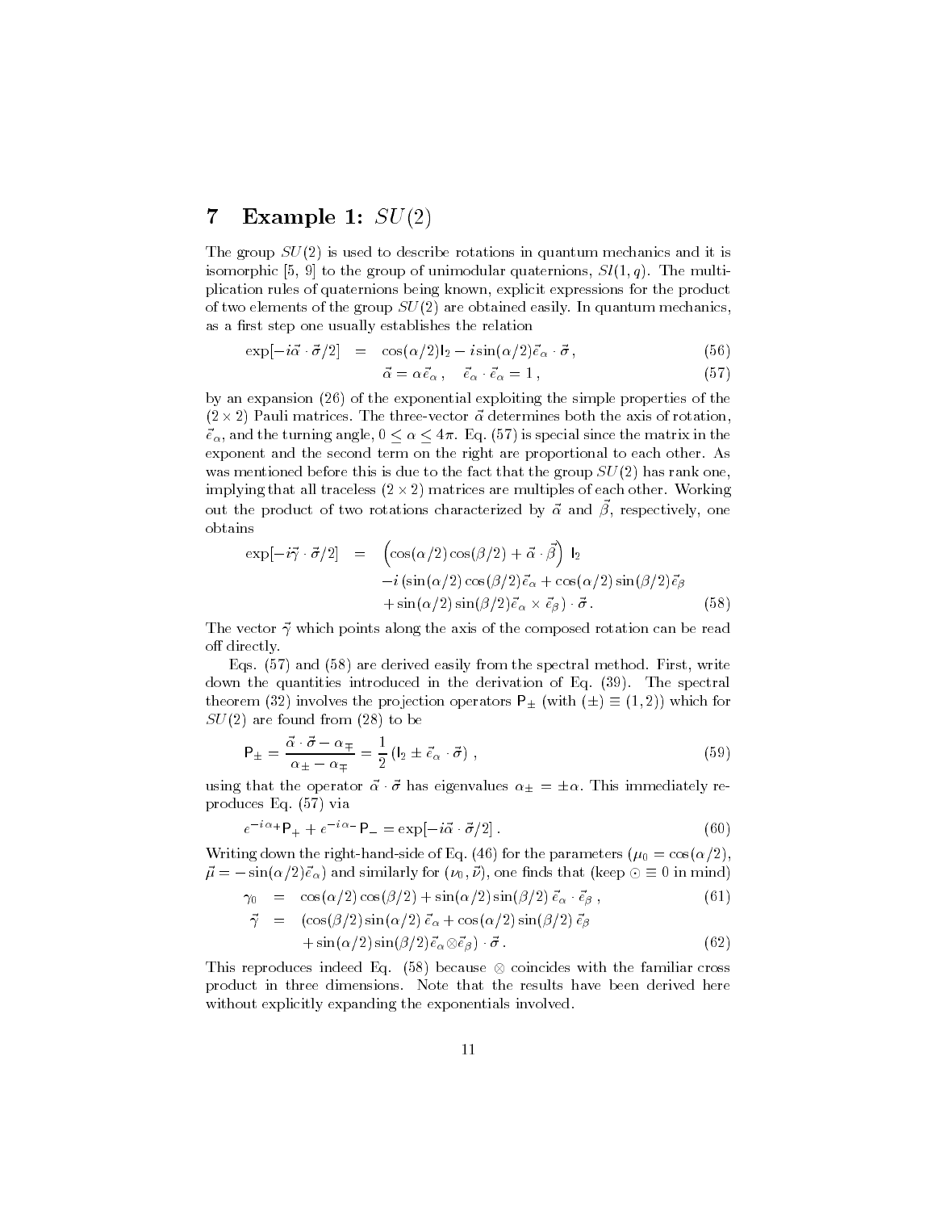## 7 Example 1: $SU(2)$

The group $SU(2)$ is used to describe rotations in quantum mechanics and it is isomorphic [5, 9] to the group of unimodular quaternions, $Sl(1,q)$. The multiplication rules of quaternions being known, explicit expressions for the product of two elements of the group $SU(2)$ are obtained easily. In quantum mechanics, as a first step one usually establishes the relation

$$
\begin{aligned}
\exp[-i\vec{\alpha}\cdot\vec{\sigma}/2] &= \cos(\alpha/2)\mathsf{I}_2 - i\sin(\alpha/2)\vec{e}_\alpha\cdot\vec{\sigma}\,, &(56)\\
\vec{\alpha} &= \alpha\,\vec{e}_\alpha\,, \quad \vec{e}_\alpha\cdot\vec{e}_\alpha = 1\,, &(57)
\end{aligned}
$$

by an expansion (26) of the exponential exploiting the simple properties of the $(2\times 2)$ Pauli matrices. The three-vector $\vec{\alpha}$ determines both the axis of rotation, $\vec{e}_\alpha$, and the turning angle, $0 \leq \alpha \leq 4\pi$. Eq. (57) is special since the matrix in the exponent and the second term on the right are proportional to each other. As was mentioned before this is due to the fact that the group $SU(2)$ has rank one, implying that all traceless $(2\times 2)$ matrices are multiples of each other. Working out the product of two rotations characterized by $\vec{\alpha}$ and $\vec{\beta}$, respectively, one obtains

$$
\begin{aligned}
\exp[-i\vec{\gamma}\cdot\vec{\sigma}/2] = &\left(\cos(\alpha/2)\cos(\beta/2) + \vec{\alpha}\cdot\vec{\beta}\right)\,\mathsf{I}_2\\
&-i\left(\sin(\alpha/2)\cos(\beta/2)\vec{e}_\alpha + \cos(\alpha/2)\sin(\beta/2)\vec{e}_\beta\right.\\
&\left.+\sin(\alpha/2)\sin(\beta/2)\vec{e}_\alpha\times\vec{e}_\beta\right)\cdot\vec{\sigma}\,. \qquad (58)
\end{aligned}
$$

The vector $\vec{\gamma}$ which points along the axis of the composed rotation can be read off directly.

Eqs. (57) and (58) are derived easily from the spectral method. First, write down the quantities introduced in the derivation of Eq. (39). The spectral theorem (32) involves the projection operators $\mathsf{P}_\pm$ (with $(\pm)\equiv(1,2)$) which for $SU(2)$ are found from (28) to be

$$
\mathsf{P}_\pm = \frac{\vec{\alpha}\cdot\vec{\sigma} - \alpha_\mp}{\alpha_\pm - \alpha_\mp} = \frac{1}{2}\left(\mathsf{I}_2 \pm \vec{e}_\alpha\cdot\vec{\sigma}\right)\,, \qquad (59)
$$

using that the operator $\vec{\alpha}\cdot\vec{\sigma}$ has eigenvalues $\alpha_\pm = \pm\alpha$. This immediately reproduces Eq. (57) via

$$
e^{-i\alpha_+}\mathsf{P}_+ + e^{-i\alpha_-}\mathsf{P}_- = \exp[-i\vec{\alpha}\cdot\vec{\sigma}/2]\,. \qquad (60)
$$

Writing down the right-hand-side of Eq. (46) for the parameters ($\mu_0 = \cos(\alpha/2)$, $\vec{\mu} = -\sin(\alpha/2)\vec{e}_\alpha$) and similarly for $(\nu_0, \vec{\nu})$, one finds that (keep $\odot \equiv 0$ in mind)

$$
\begin{aligned}
\gamma_0 &= \cos(\alpha/2)\cos(\beta/2) + \sin(\alpha/2)\sin(\beta/2)\,\vec{e}_\alpha\cdot\vec{e}_\beta\,, &(61)\\
\vec{\gamma} &= \left(\cos(\beta/2)\sin(\alpha/2)\,\vec{e}_\alpha + \cos(\alpha/2)\sin(\beta/2)\,\vec{e}_\beta\right.\\
&\quad\left.+\sin(\alpha/2)\sin(\beta/2)\vec{e}_\alpha\otimes\vec{e}_\beta\right)\cdot\vec{\sigma}\,. &(62)
\end{aligned}
$$

This reproduces indeed Eq. (58) because $\otimes$ coincides with the familiar cross product in three dimensions. Note that the results have been derived here without explicitly expanding the exponentials involved.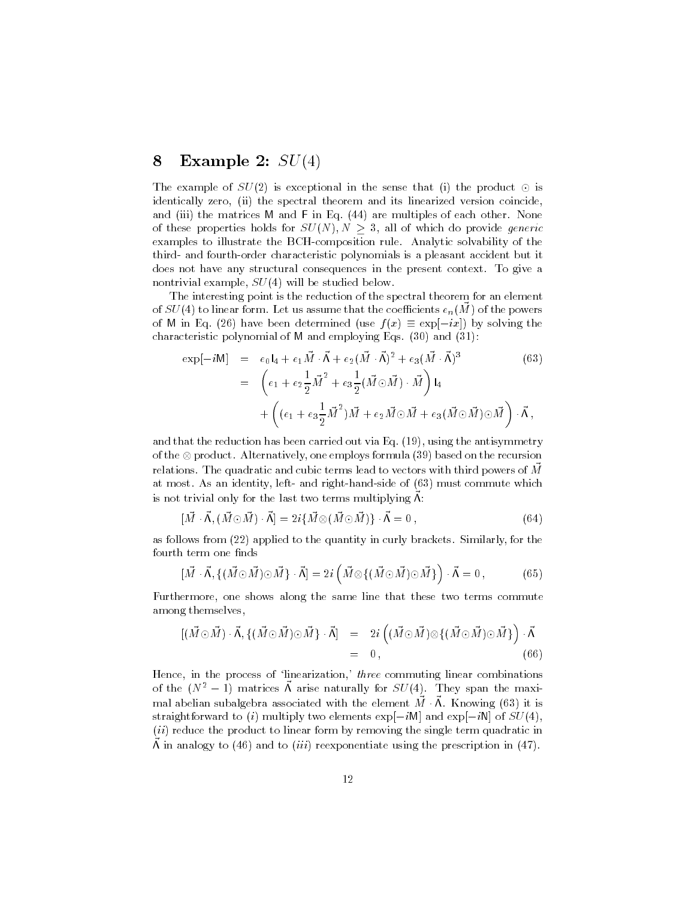## 8 Example 2: $SU(4)$

The example of $SU(2)$ is exceptional in the sense that (i) the product $\odot$ is identically zero, (ii) the spectral theorem and its linearized version coincide, and (iii) the matrices $\mathsf{M}$ and $\mathsf{F}$ in Eq. (44) are multiples of each other. None of these properties holds for $SU(N), N \geq 3$, all of which do provide *generic* examples to illustrate the BCH-composition rule. Analytic solvability of the third- and fourth-order characteristic polynomials is a pleasant accident but it does not have any structural consequences in the present context. To give a nontrivial example, $SU(4)$ will be studied below.

The interesting point is the reduction of the spectral theorem for an element of $SU(4)$ to linear form. Let us assume that the coefficients $e_n(\vec{M})$ of the powers of $\mathsf{M}$ in Eq. (26) have been determined (use $f(x) \equiv \exp[-ix]$) by solving the characteristic polynomial of $\mathsf{M}$ and employing Eqs. (30) and (31):

$$
\begin{aligned}
\exp[-i\mathsf{M}] &= e_0 \mathsf{I}_4 + e_1 \vec{M} \cdot \vec{\Lambda} + e_2 (\vec{M} \cdot \vec{\Lambda})^2 + e_3 (\vec{M} \cdot \vec{\Lambda})^3 \qquad (63) \\
&= \left( e_1 + e_2 \frac{1}{2} \vec{M}^{\,2} + e_3 \frac{1}{2} (\vec{M} \odot \vec{M}) \cdot \vec{M} \right) \mathsf{I}_4 \\
&\quad + \left( (e_1 + e_3 \frac{1}{2} \vec{M}^{\,2}) \vec{M} + e_2 \vec{M} \odot \vec{M} + e_3 (\vec{M} \odot \vec{M}) \odot \vec{M} \right) \cdot \vec{\Lambda} \,,
\end{aligned}
$$

and that the reduction has been carried out via Eq. (19), using the antisymmetry of the $\otimes$ product. Alternatively, one employs formula (39) based on the recursion relations. The quadratic and cubic terms lead to vectors with third powers of $\vec{M}$ at most. As an identity, left- and right-hand-side of (63) must commute which is not trivial only for the last two terms multiplying $\vec{\Lambda}$:

$$
[\vec{M} \cdot \vec{\Lambda}, (\vec{M} \odot \vec{M}) \cdot \vec{\Lambda}] = 2i \{ \vec{M} \otimes (\vec{M} \odot \vec{M}) \} \cdot \vec{\Lambda} = 0 \,, \qquad (64)
$$

as follows from (22) applied to the quantity in curly brackets. Similarly, for the fourth term one finds

$$
[\vec{M} \cdot \vec{\Lambda}, \{ (\vec{M} \odot \vec{M}) \odot \vec{M} \} \cdot \vec{\Lambda}] = 2i \left( \vec{M} \otimes \{ (\vec{M} \odot \vec{M}) \odot \vec{M} \} \right) \cdot \vec{\Lambda} = 0 \,, \qquad (65)
$$

Furthermore, one shows along the same line that these two terms commute among themselves,

$$
\begin{aligned}
[(\vec{M} \odot \vec{M}) \cdot \vec{\Lambda}, \{ (\vec{M} \odot \vec{M}) \odot \vec{M} \} \cdot \vec{\Lambda}] &= 2i \left( (\vec{M} \odot \vec{M}) \otimes \{ (\vec{M} \odot \vec{M}) \odot \vec{M} \} \right) \cdot \vec{\Lambda} \\
&= 0 \,, \qquad (66)
\end{aligned}
$$

Hence, in the process of 'linearization,' *three* commuting linear combinations of the $(N^2 - 1)$ matrices $\vec{\Lambda}$ arise naturally for $SU(4)$. They span the maximal abelian subalgebra associated with the element $\vec{M} \cdot \vec{\Lambda}$. Knowing (63) it is straightforward to $(i)$ multiply two elements $\exp[-i\mathsf{M}]$ and $\exp[-i\mathsf{N}]$ of $SU(4)$, $(ii)$ reduce the product to linear form by removing the single term quadratic in $\vec{\Lambda}$ in analogy to (46) and to $(iii)$ reexponentiate using the prescription in (47).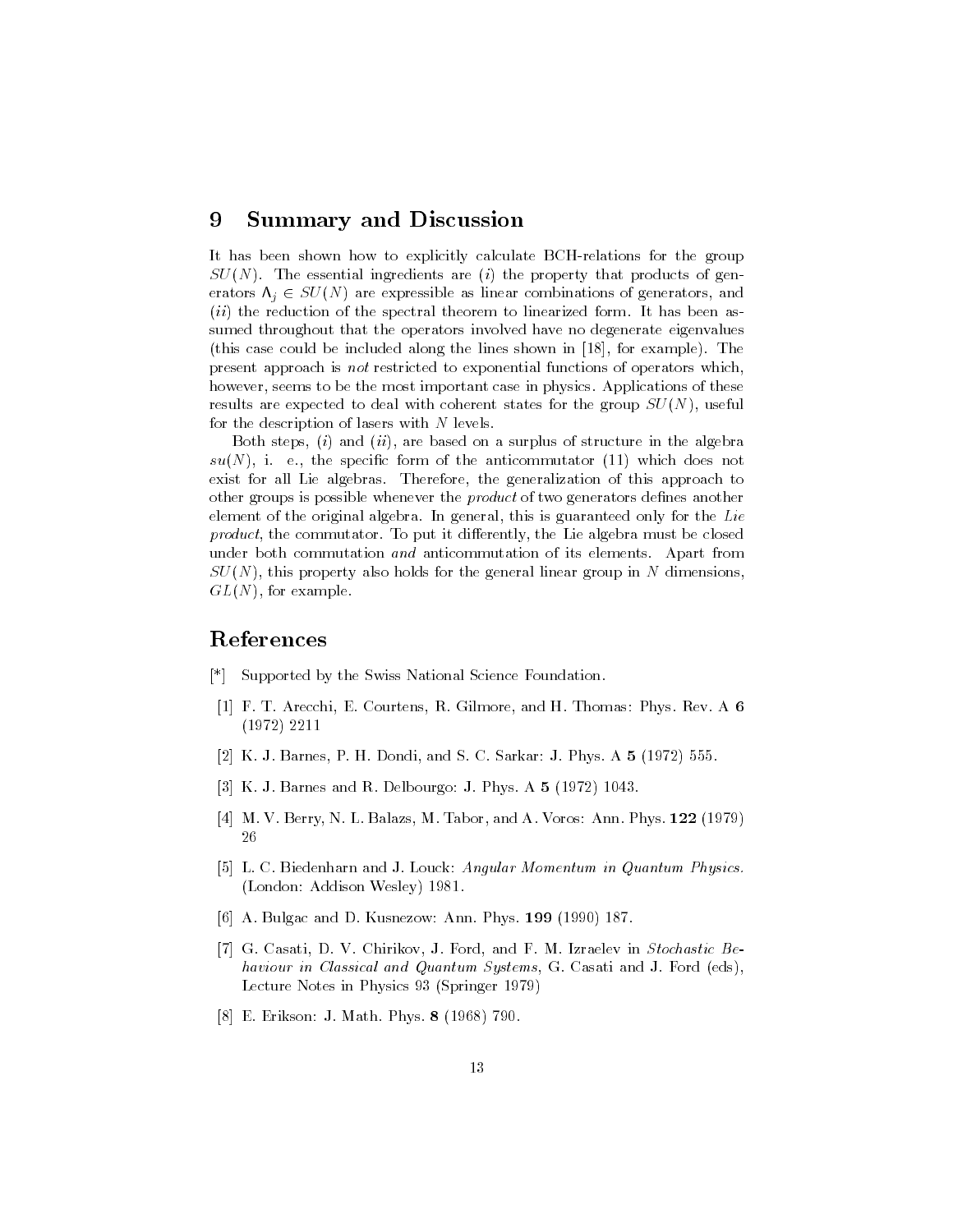## 9 Summary and Discussion

It has been shown how to explicitly calculate BCH-relations for the group $SU(N)$. The essential ingredients are ($i$) the property that products of generators $\Lambda_j \in SU(N)$ are expressible as linear combinations of generators, and ($ii$) the reduction of the spectral theorem to linearized form. It has been assumed throughout that the operators involved have no degenerate eigenvalues (this case could be included along the lines shown in [18], for example). The present approach is *not* restricted to exponential functions of operators which, however, seems to be the most important case in physics. Applications of these results are expected to deal with coherent states for the group $SU(N)$, useful for the description of lasers with $N$ levels.

Both steps, ($i$) and ($ii$), are based on a surplus of structure in the algebra $su(N)$, i. e., the specific form of the anticommutator (11) which does not exist for all Lie algebras. Therefore, the generalization of this approach to other groups is possible whenever the *product* of two generators defines another element of the original algebra. In general, this is guaranteed only for the *Lie product*, the commutator. To put it differently, the Lie algebra must be closed under both commutation *and* anticommutation of its elements. Apart from $SU(N)$, this property also holds for the general linear group in $N$ dimensions, $GL(N)$, for example.

## References

[*] Supported by the Swiss National Science Foundation.

[1] F. T. Arecchi, E. Courtens, R. Gilmore, and H. Thomas: Phys. Rev. A **6** (1972) 2211

[2] K. J. Barnes, P. H. Dondi, and S. C. Sarkar: J. Phys. A **5** (1972) 555.

[3] K. J. Barnes and R. Delbourgo: J. Phys. A **5** (1972) 1043.

[4] M. V. Berry, N. L. Balazs, M. Tabor, and A. Voros: Ann. Phys. **122** (1979) 26

[5] L. C. Biedenharn and J. Louck: *Angular Momentum in Quantum Physics.* (London: Addison Wesley) 1981.

[6] A. Bulgac and D. Kusnezow: Ann. Phys. **199** (1990) 187.

[7] G. Casati, D. V. Chirikov, J. Ford, and F. M. Izraelev in *Stochastic Behaviour in Classical and Quantum Systems*, G. Casati and J. Ford (eds), Lecture Notes in Physics 93 (Springer 1979)

[8] E. Erikson: J. Math. Phys. **8** (1968) 790.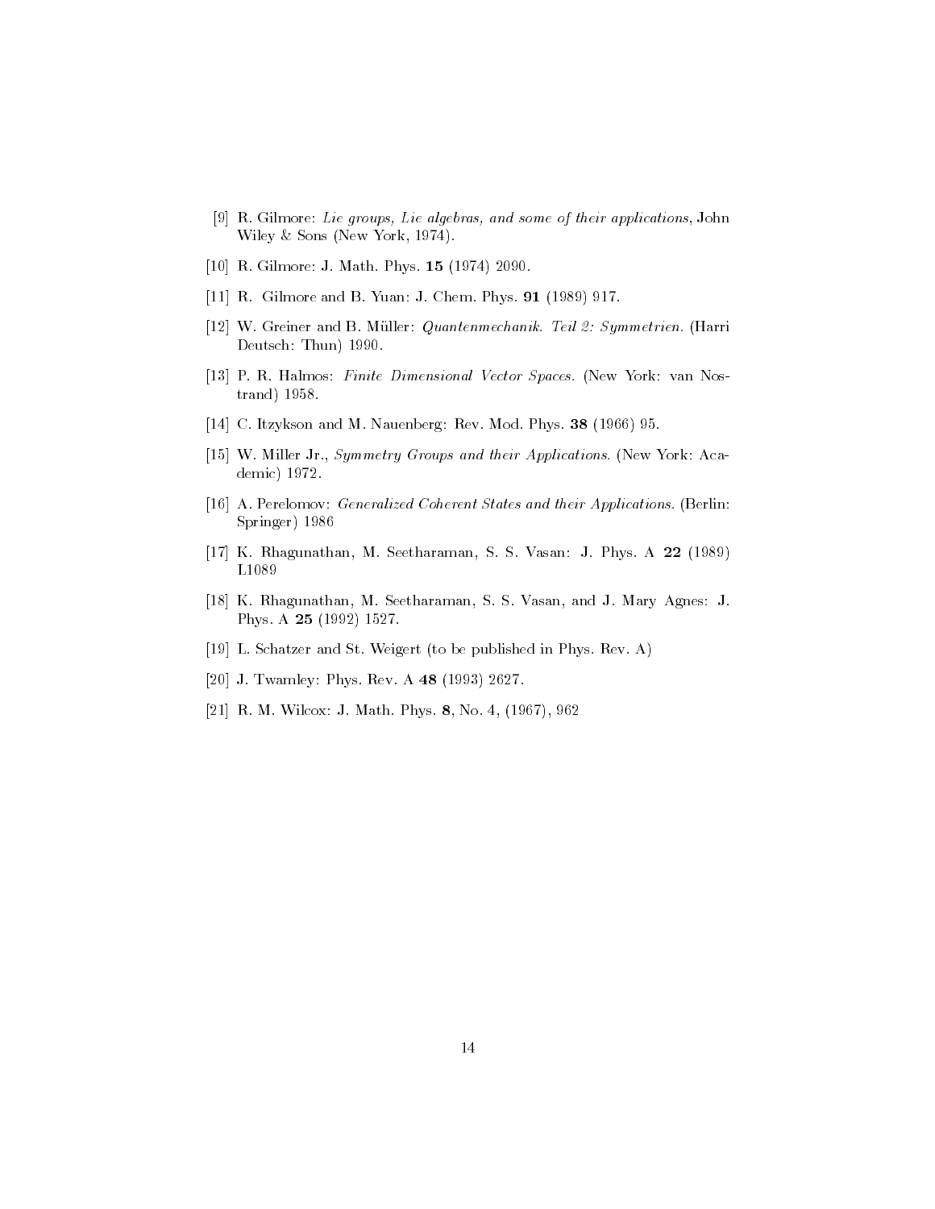[9] R. Gilmore: *Lie groups, Lie algebras, and some of their applications*, John Wiley & Sons (New York, 1974).

[10] R. Gilmore: J. Math. Phys. **15** (1974) 2090.

[11] R. Gilmore and B. Yuan: J. Chem. Phys. **91** (1989) 917.

[12] W. Greiner and B. Müller: *Quantenmechanik. Teil 2: Symmetrien.* (Harri Deutsch: Thun) 1990.

[13] P. R. Halmos: *Finite Dimensional Vector Spaces.* (New York: van Nostrand) 1958.

[14] C. Itzykson and M. Nauenberg: Rev. Mod. Phys. **38** (1966) 95.

[15] W. Miller Jr., *Symmetry Groups and their Applications.* (New York: Academic) 1972.

[16] A. Perelomov: *Generalized Coherent States and their Applications.* (Berlin: Springer) 1986

[17] K. Rhagunathan, M. Seetharaman, S. S. Vasan: J. Phys. A **22** (1989) L1089

[18] K. Rhagunathan, M. Seetharaman, S. S. Vasan, and J. Mary Agnes: J. Phys. A **25** (1992) 1527.

[19] L. Schatzer and St. Weigert (to be published in Phys. Rev. A)

[20] J. Twamley: Phys. Rev. A **48** (1993) 2627.

[21] R. M. Wilcox: J. Math. Phys. **8**, No. 4, (1967), 962